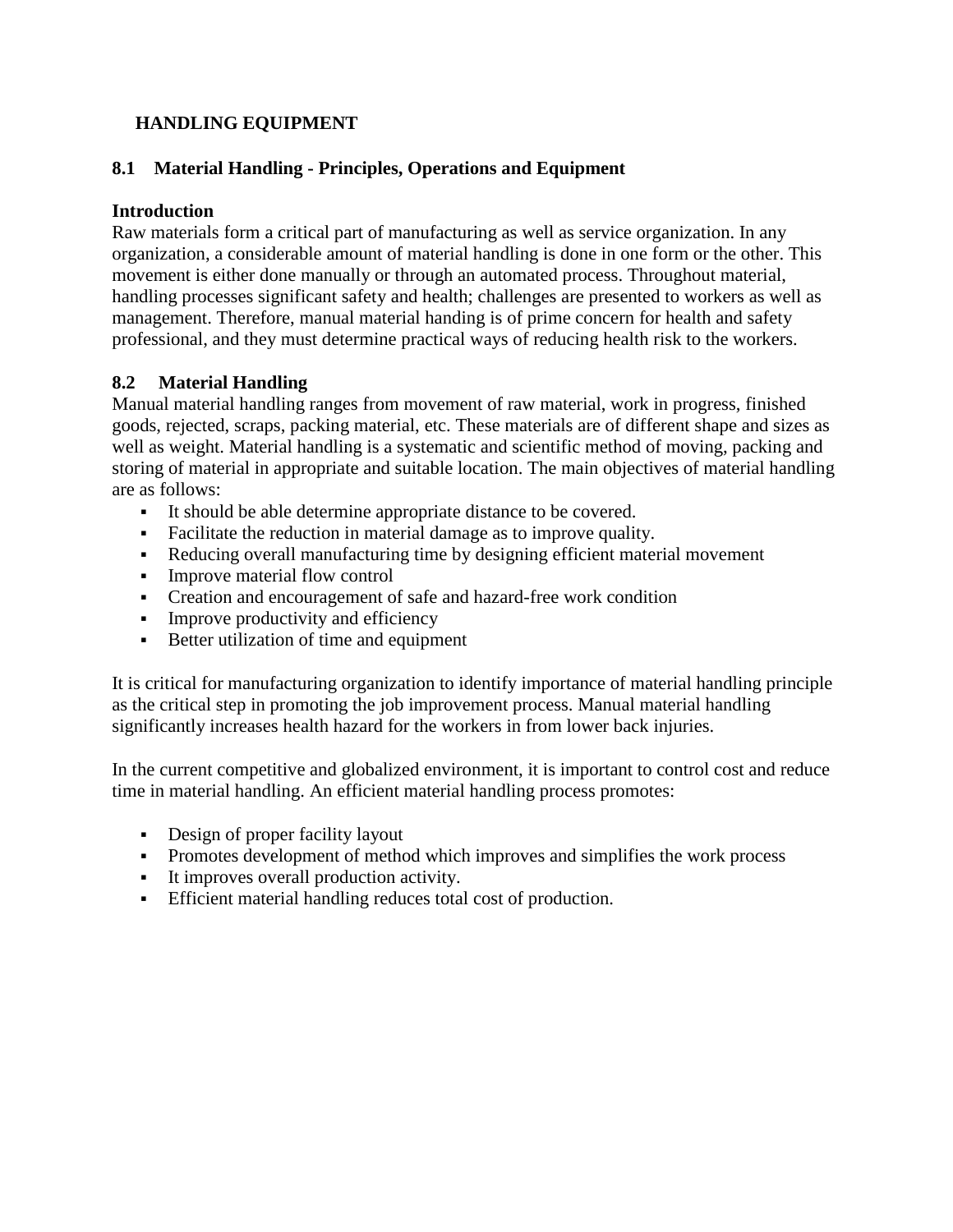# HANDLING EQUIPMENT

## 8.1 Material Handling - Principles, Operations and Equipment

### Introduction

Raw materials form a critical part of manufacturing as well as service organization. In any organization, a considerable amount of material handling is done in one form or the other. This movement is either done manually or through an automated process. Throughout material, handling processes significant safety and health; challenges are presented to workers as well as management. Therefore, manual material handing is of prime concern for health and safety professional, and they must determine practical ways of reducing health risk to the workers.

## 8.2 Material Handling

Manual material handling ranges from movement of raw material, work in progress, finished goods, rejected, scraps, packing material, etc. These materials are of different shape and sizes as well as weight. Material handling is a systematic and scientific method of moving, packing and storing of material in appropriate and suitable location. The main objectives of material handling are as follows:

- It should be able determine appropriate distance to be covered.
- Facilitate the reduction in material damage as to improve quality.
- Reducing overall manufacturing time by designing efficient material movement
- Improve material flow control
- Creation and encouragement of safe and hazard-free work condition
- Improve productivity and efficiency
- Better utilization of time and equipment

It is critical for manufacturing organization to identify importance of material handling principle as the critical step in promoting the job improvement process. Manual material handling significantly increases health hazard for the workers in from lower back injuries.

In the current competitive and globalized environment, it is important to control cost and reduce time in material handling. An efficient material handling process promotes:

- Design of proper facility layout
- Promotes development of method which improves and simplifies the work process
- It improves overall production activity.
- Efficient material handling reduces total cost of production.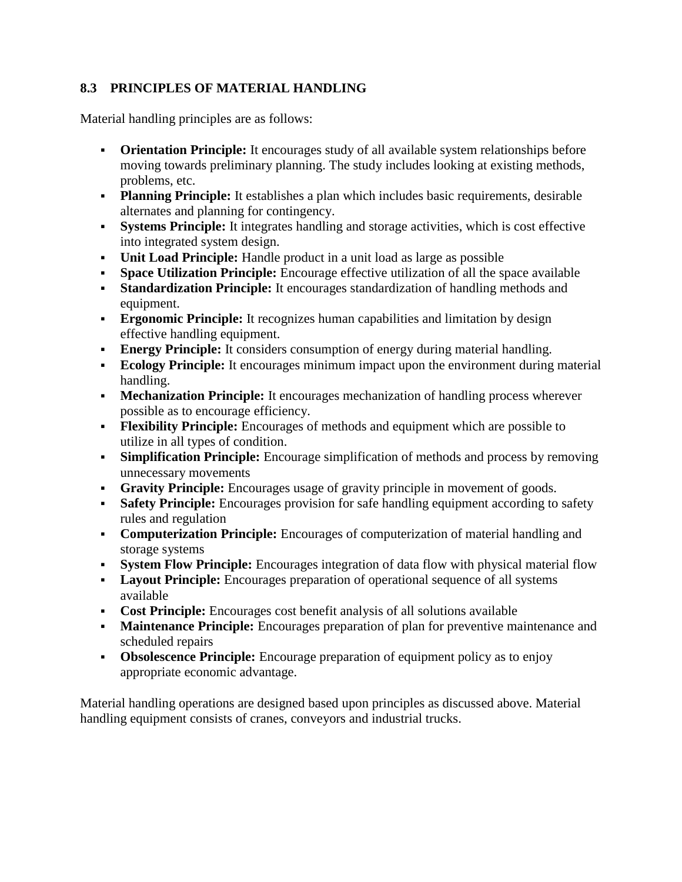## 8.3 PRINCIPLES OF MATERIAL HANDLING

Material handling principles are as follows:

- **Orientation Principle:** It encourages study of all available system relationships before moving towards preliminary planning. The study includes looking at existing methods, problems, etc.
- **Planning Principle:** It establishes a plan which includes basic requirements, desirable alternates and planning for contingency.
- **Systems Principle:** It integrates handling and storage activities, which is cost effective into integrated system design.
- **Unit Load Principle:** Handle product in a unit load as large as possible
- **Space Utilization Principle:** Encourage effective utilization of all the space available
- **Standardization Principle:** It encourages standardization of handling methods and equipment.
- **Ergonomic Principle:** It recognizes human capabilities and limitation by design effective handling equipment.
- **Energy Principle:** It considers consumption of energy during material handling.
- **Ecology Principle:** It encourages minimum impact upon the environment during material handling.
- **Mechanization Principle:** It encourages mechanization of handling process wherever possible as to encourage efficiency.
- **Flexibility Principle:** Encourages of methods and equipment which are possible to utilize in all types of condition.
- **Simplification Principle:** Encourage simplification of methods and process by removing unnecessary movements
- **Gravity Principle:** Encourages usage of gravity principle in movement of goods.
- **Safety Principle:** Encourages provision for safe handling equipment according to safety rules and regulation
- **Computerization Principle:** Encourages of computerization of material handling and storage systems
- **System Flow Principle:** Encourages integration of data flow with physical material flow
- **Layout Principle:** Encourages preparation of operational sequence of all systems available
- **Cost Principle:** Encourages cost benefit analysis of all solutions available
- **Maintenance Principle:** Encourages preparation of plan for preventive maintenance and scheduled repairs
- **Obsolescence Principle:** Encourage preparation of equipment policy as to enjoy appropriate economic advantage.

Material handling operations are designed based upon principles as discussed above. Material handling equipment consists of cranes, conveyors and industrial trucks.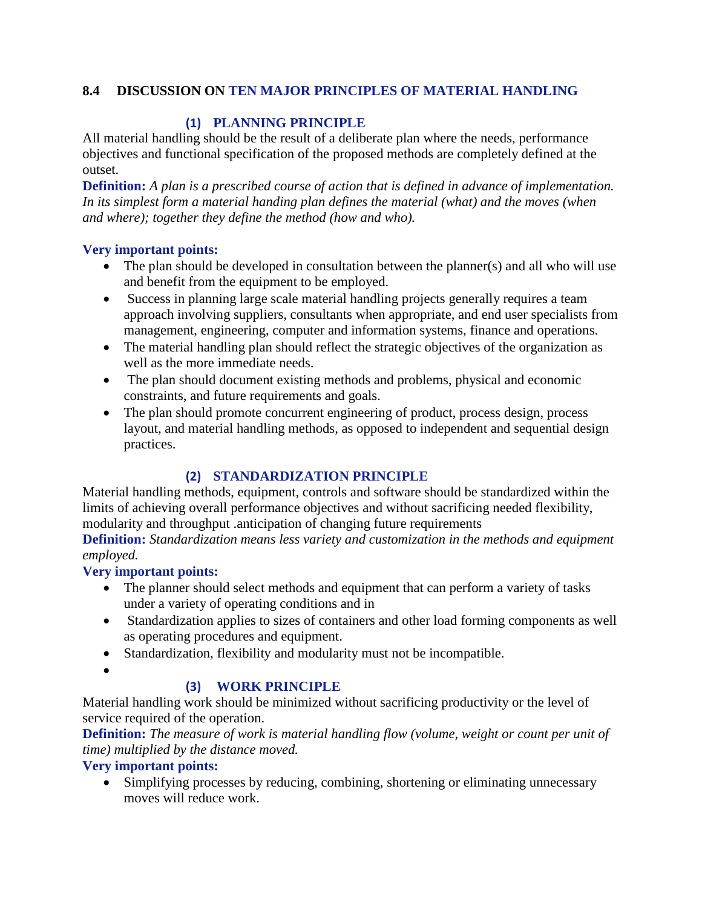## 8.4 DISCUSSION ON TEN MAJOR PRINCIPLES OF MATERIAL HANDLING

### (1) PLANNING PRINCIPLE

All material handling should be the result of a deliberate plan where the needs, performance objectives and functional specification of the proposed methods are completely defined at the outset.

**Definition:** *A plan is a prescribed course of action that is defined in advance of implementation. In its simplest form a material handing plan defines the material (what) and the moves (when and where); together they define the method (how and who).*

**Very important points:**

- The plan should be developed in consultation between the planner(s) and all who will use and benefit from the equipment to be employed.
- Success in planning large scale material handling projects generally requires a team approach involving suppliers, consultants when appropriate, and end user specialists from management, engineering, computer and information systems, finance and operations.
- The material handling plan should reflect the strategic objectives of the organization as well as the more immediate needs.
- The plan should document existing methods and problems, physical and economic constraints, and future requirements and goals.
- The plan should promote concurrent engineering of product, process design, process layout, and material handling methods, as opposed to independent and sequential design practices.

### (2) STANDARDIZATION PRINCIPLE

Material handling methods, equipment, controls and software should be standardized within the limits of achieving overall performance objectives and without sacrificing needed flexibility, modularity and throughput .anticipation of changing future requirements

**Definition:** *Standardization means less variety and customization in the methods and equipment employed.*

**Very important points:**

- The planner should select methods and equipment that can perform a variety of tasks under a variety of operating conditions and in
- Standardization applies to sizes of containers and other load forming components as well as operating procedures and equipment.
- Standardization, flexibility and modularity must not be incompatible.
-

### (3) WORK PRINCIPLE

Material handling work should be minimized without sacrificing productivity or the level of service required of the operation.

**Definition:** *The measure of work is material handling flow (volume, weight or count per unit of time) multiplied by the distance moved.*

**Very important points:**

- Simplifying processes by reducing, combining, shortening or eliminating unnecessary moves will reduce work.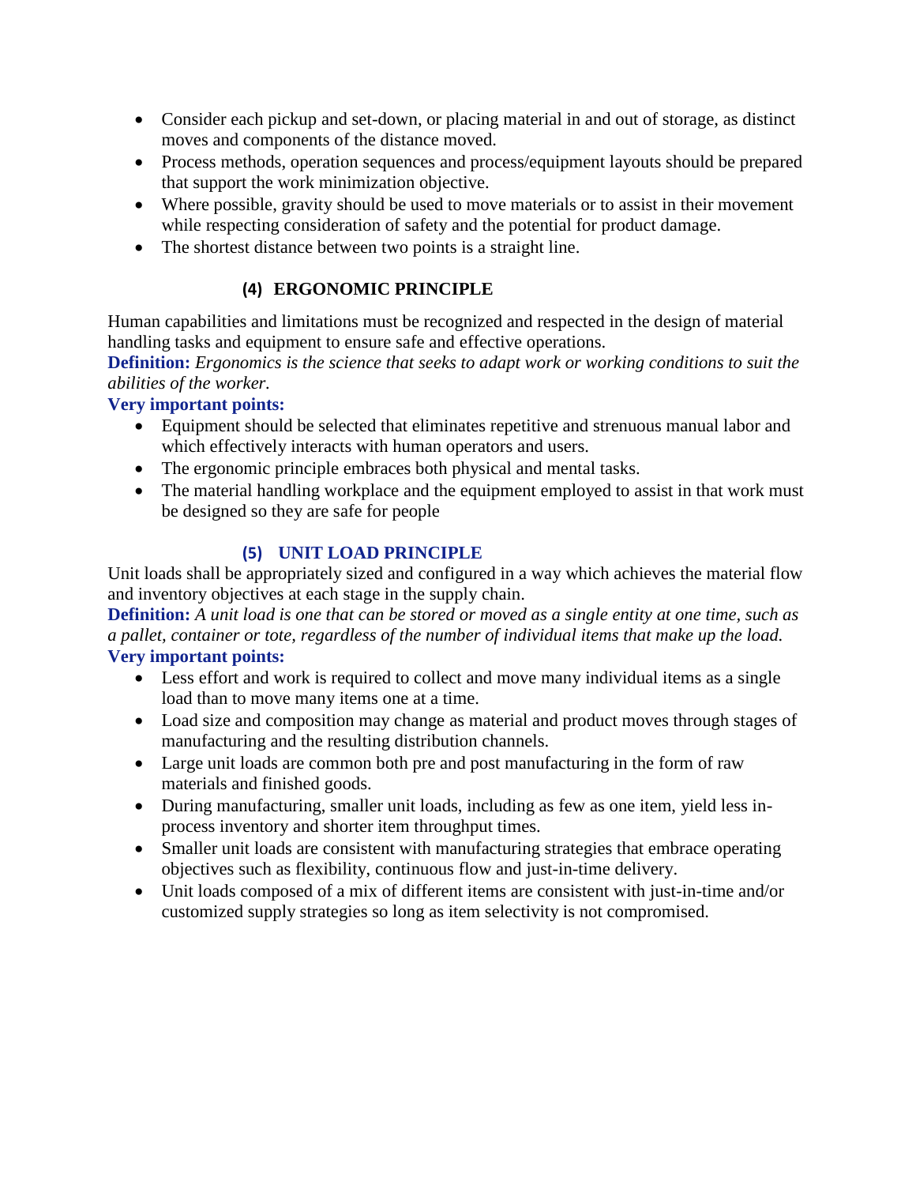- Consider each pickup and set-down, or placing material in and out of storage, as distinct moves and components of the distance moved.
- Process methods, operation sequences and process/equipment layouts should be prepared that support the work minimization objective.
- Where possible, gravity should be used to move materials or to assist in their movement while respecting consideration of safety and the potential for product damage.
- The shortest distance between two points is a straight line.

### (4) ERGONOMIC PRINCIPLE

Human capabilities and limitations must be recognized and respected in the design of material handling tasks and equipment to ensure safe and effective operations.

**Definition:** *Ergonomics is the science that seeks to adapt work or working conditions to suit the abilities of the worker.*

**Very important points:**

- Equipment should be selected that eliminates repetitive and strenuous manual labor and which effectively interacts with human operators and users.
- The ergonomic principle embraces both physical and mental tasks.
- The material handling workplace and the equipment employed to assist in that work must be designed so they are safe for people

### (5) UNIT LOAD PRINCIPLE

Unit loads shall be appropriately sized and configured in a way which achieves the material flow and inventory objectives at each stage in the supply chain.

**Definition:** *A unit load is one that can be stored or moved as a single entity at one time, such as a pallet, container or tote, regardless of the number of individual items that make up the load.*

**Very important points:**

- Less effort and work is required to collect and move many individual items as a single load than to move many items one at a time.
- Load size and composition may change as material and product moves through stages of manufacturing and the resulting distribution channels.
- Large unit loads are common both pre and post manufacturing in the form of raw materials and finished goods.
- During manufacturing, smaller unit loads, including as few as one item, yield less in-process inventory and shorter item throughput times.
- Smaller unit loads are consistent with manufacturing strategies that embrace operating objectives such as flexibility, continuous flow and just-in-time delivery.
- Unit loads composed of a mix of different items are consistent with just-in-time and/or customized supply strategies so long as item selectivity is not compromised.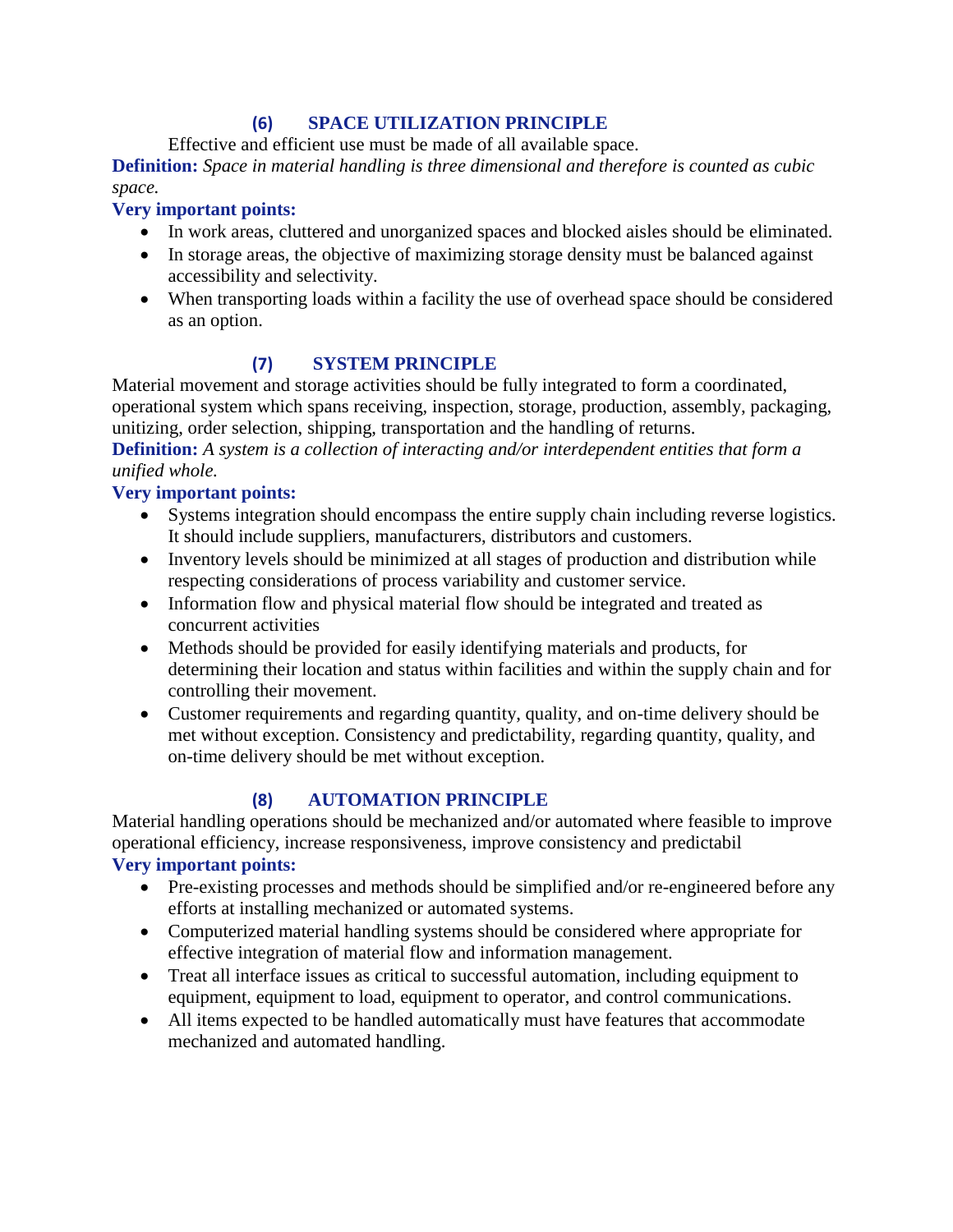### (6) SPACE UTILIZATION PRINCIPLE

Effective and efficient use must be made of all available space.

**Definition:** *Space in material handling is three dimensional and therefore is counted as cubic space.*

**Very important points:**

- In work areas, cluttered and unorganized spaces and blocked aisles should be eliminated.
- In storage areas, the objective of maximizing storage density must be balanced against accessibility and selectivity.
- When transporting loads within a facility the use of overhead space should be considered as an option.

### (7) SYSTEM PRINCIPLE

Material movement and storage activities should be fully integrated to form a coordinated, operational system which spans receiving, inspection, storage, production, assembly, packaging, unitizing, order selection, shipping, transportation and the handling of returns.

**Definition:** *A system is a collection of interacting and/or interdependent entities that form a unified whole.*

**Very important points:**

- Systems integration should encompass the entire supply chain including reverse logistics. It should include suppliers, manufacturers, distributors and customers.
- Inventory levels should be minimized at all stages of production and distribution while respecting considerations of process variability and customer service.
- Information flow and physical material flow should be integrated and treated as concurrent activities
- Methods should be provided for easily identifying materials and products, for determining their location and status within facilities and within the supply chain and for controlling their movement.
- Customer requirements and regarding quantity, quality, and on-time delivery should be met without exception. Consistency and predictability, regarding quantity, quality, and on-time delivery should be met without exception.

### (8) AUTOMATION PRINCIPLE

Material handling operations should be mechanized and/or automated where feasible to improve operational efficiency, increase responsiveness, improve consistency and predictabil

**Very important points:**

- Pre-existing processes and methods should be simplified and/or re-engineered before any efforts at installing mechanized or automated systems.
- Computerized material handling systems should be considered where appropriate for effective integration of material flow and information management.
- Treat all interface issues as critical to successful automation, including equipment to equipment, equipment to load, equipment to operator, and control communications.
- All items expected to be handled automatically must have features that accommodate mechanized and automated handling.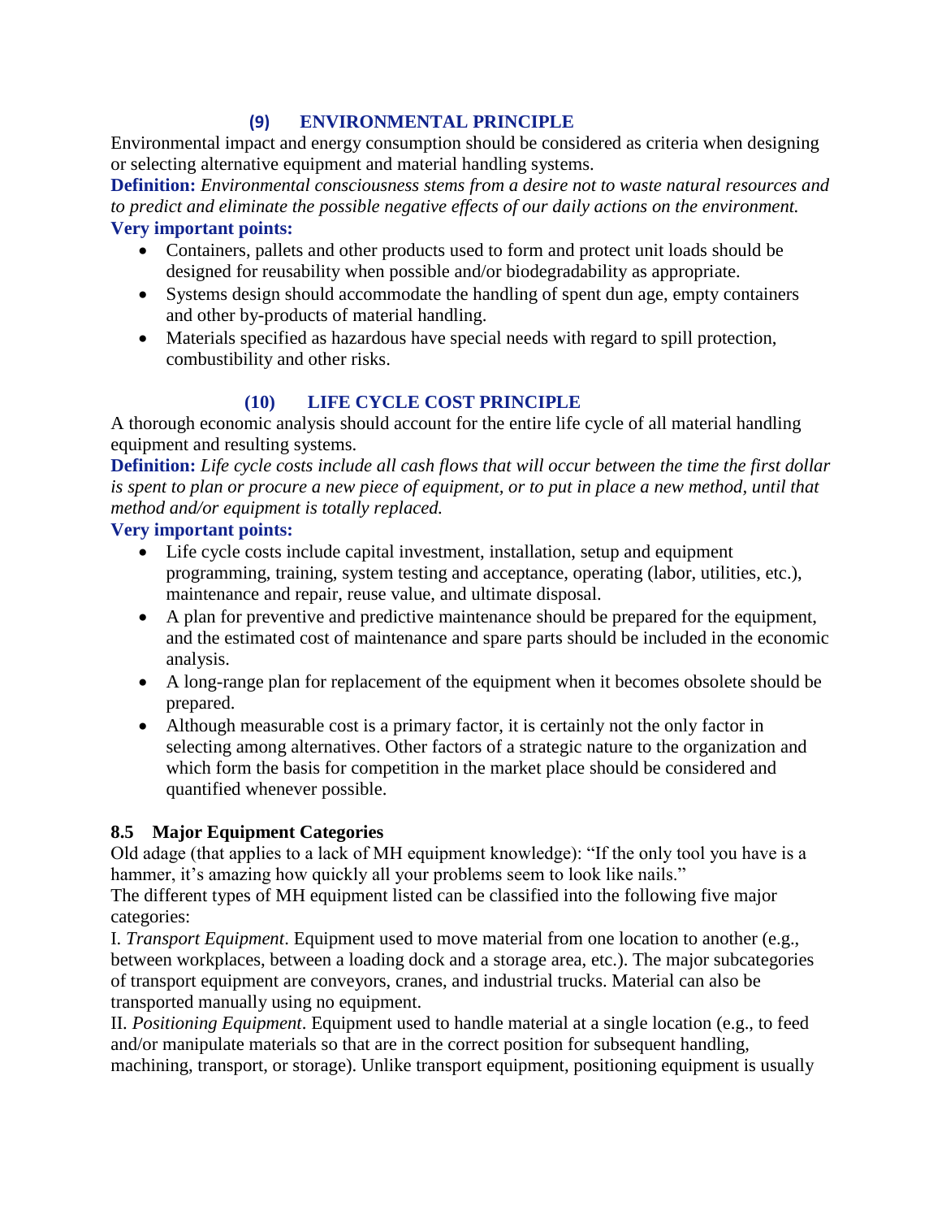### (9) ENVIRONMENTAL PRINCIPLE

Environmental impact and energy consumption should be considered as criteria when designing or selecting alternative equipment and material handling systems.

**Definition:** *Environmental consciousness stems from a desire not to waste natural resources and to predict and eliminate the possible negative effects of our daily actions on the environment.*

**Very important points:**

- Containers, pallets and other products used to form and protect unit loads should be designed for reusability when possible and/or biodegradability as appropriate.
- Systems design should accommodate the handling of spent dun age, empty containers and other by-products of material handling.
- Materials specified as hazardous have special needs with regard to spill protection, combustibility and other risks.

### (10) LIFE CYCLE COST PRINCIPLE

A thorough economic analysis should account for the entire life cycle of all material handling equipment and resulting systems.

**Definition:** *Life cycle costs include all cash flows that will occur between the time the first dollar is spent to plan or procure a new piece of equipment, or to put in place a new method, until that method and/or equipment is totally replaced.*

**Very important points:**

- Life cycle costs include capital investment, installation, setup and equipment programming, training, system testing and acceptance, operating (labor, utilities, etc.), maintenance and repair, reuse value, and ultimate disposal.
- A plan for preventive and predictive maintenance should be prepared for the equipment, and the estimated cost of maintenance and spare parts should be included in the economic analysis.
- A long-range plan for replacement of the equipment when it becomes obsolete should be prepared.
- Although measurable cost is a primary factor, it is certainly not the only factor in selecting among alternatives. Other factors of a strategic nature to the organization and which form the basis for competition in the market place should be considered and quantified whenever possible.

## 8.5 Major Equipment Categories

Old adage (that applies to a lack of MH equipment knowledge): "If the only tool you have is a hammer, it's amazing how quickly all your problems seem to look like nails."

The different types of MH equipment listed can be classified into the following five major categories:

I. *Transport Equipment*. Equipment used to move material from one location to another (e.g., between workplaces, between a loading dock and a storage area, etc.). The major subcategories of transport equipment are conveyors, cranes, and industrial trucks. Material can also be transported manually using no equipment.

II. *Positioning Equipment*. Equipment used to handle material at a single location (e.g., to feed and/or manipulate materials so that are in the correct position for subsequent handling, machining, transport, or storage). Unlike transport equipment, positioning equipment is usually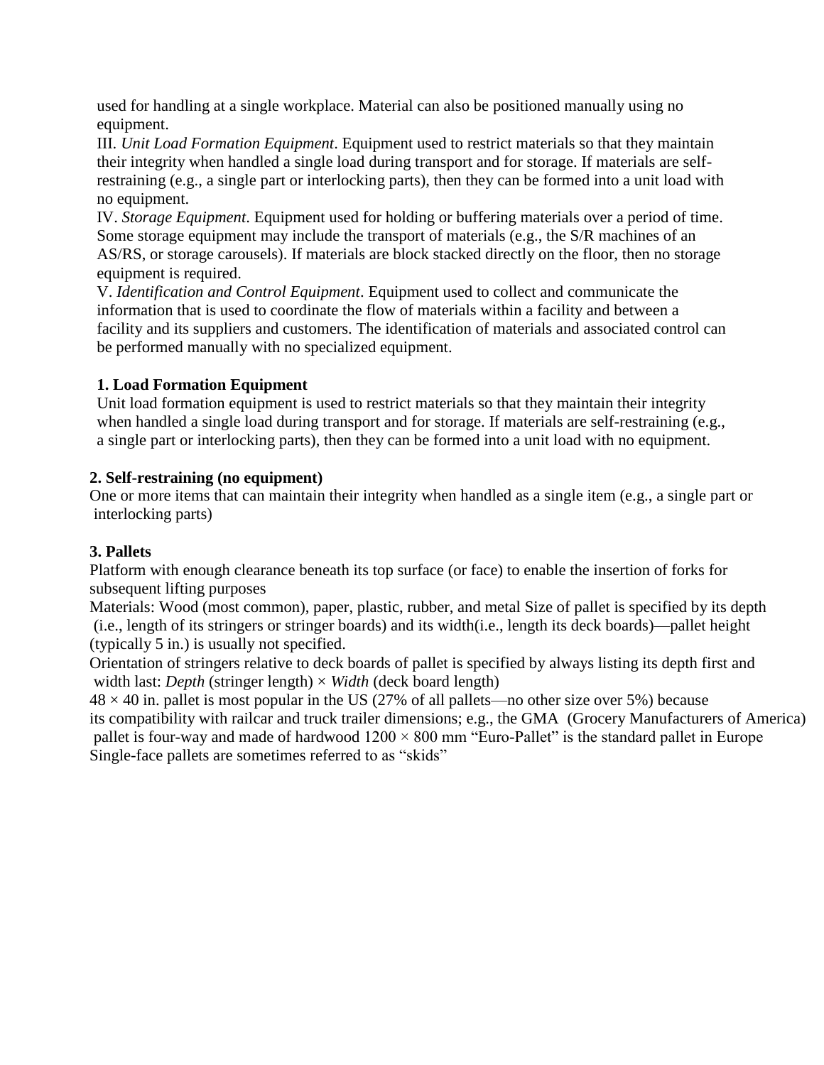used for handling at a single workplace. Material can also be positioned manually using no equipment.

III. *Unit Load Formation Equipment*. Equipment used to restrict materials so that they maintain their integrity when handled a single load during transport and for storage. If materials are self-restraining (e.g., a single part or interlocking parts), then they can be formed into a unit load with no equipment.

IV. *Storage Equipment*. Equipment used for holding or buffering materials over a period of time. Some storage equipment may include the transport of materials (e.g., the S/R machines of an AS/RS, or storage carousels). If materials are block stacked directly on the floor, then no storage equipment is required.

V. *Identification and Control Equipment*. Equipment used to collect and communicate the information that is used to coordinate the flow of materials within a facility and between a facility and its suppliers and customers. The identification of materials and associated control can be performed manually with no specialized equipment.

**1. Load Formation Equipment**

Unit load formation equipment is used to restrict materials so that they maintain their integrity when handled a single load during transport and for storage. If materials are self-restraining (e.g., a single part or interlocking parts), then they can be formed into a unit load with no equipment.

**2. Self-restraining (no equipment)**

One or more items that can maintain their integrity when handled as a single item (e.g., a single part or interlocking parts)

**3. Pallets**

Platform with enough clearance beneath its top surface (or face) to enable the insertion of forks for subsequent lifting purposes

Materials: Wood (most common), paper, plastic, rubber, and metal Size of pallet is specified by its depth (i.e., length of its stringers or stringer boards) and its width(i.e., length its deck boards)—pallet height (typically 5 in.) is usually not specified.

Orientation of stringers relative to deck boards of pallet is specified by always listing its depth first and width last: *Depth* (stringer length) × *Width* (deck board length)

48 × 40 in. pallet is most popular in the US (27% of all pallets—no other size over 5%) because its compatibility with railcar and truck trailer dimensions; e.g., the GMA (Grocery Manufacturers of America) pallet is four-way and made of hardwood 1200 × 800 mm "Euro-Pallet" is the standard pallet in Europe

Single-face pallets are sometimes referred to as "skids"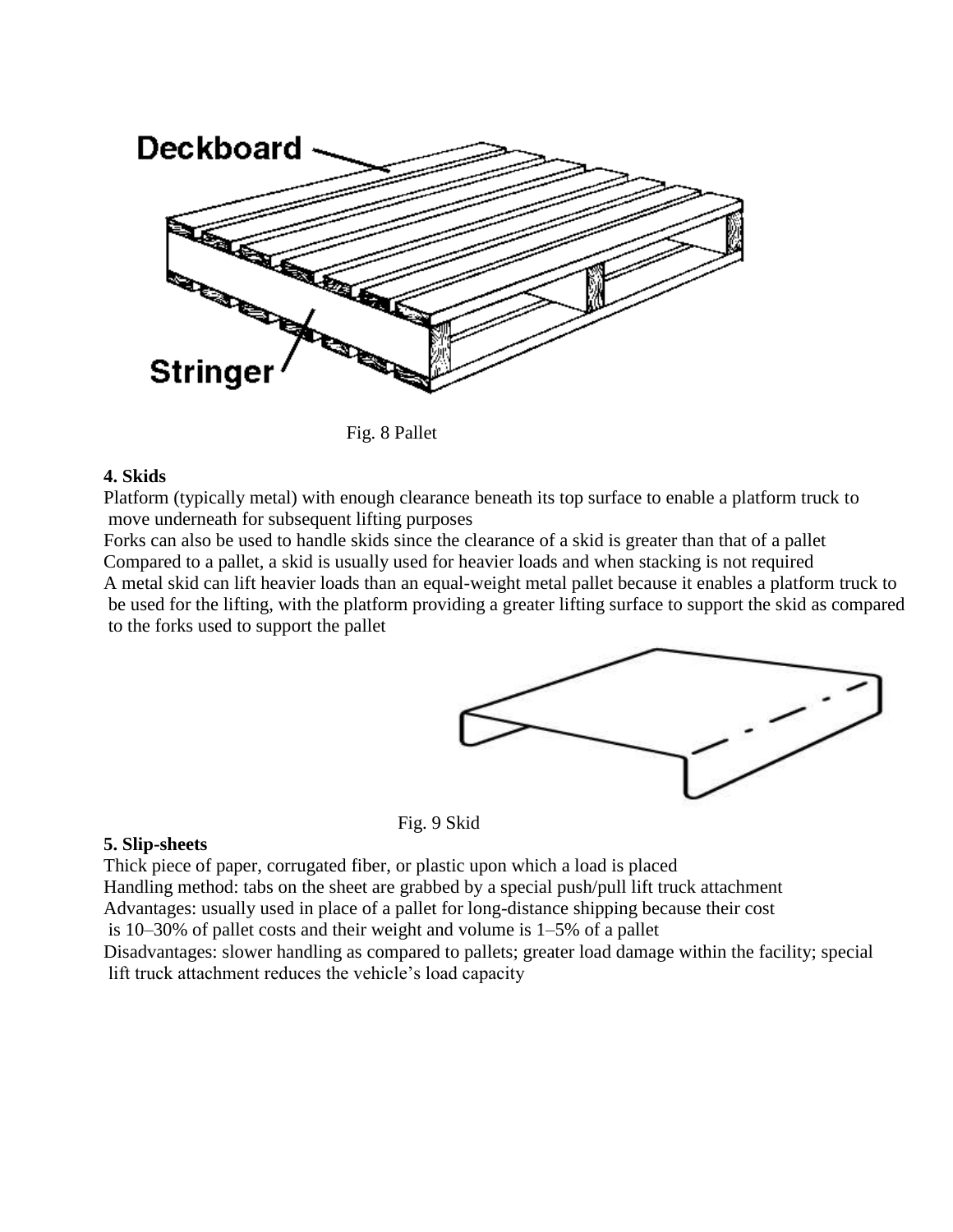Fig. 8 Pallet

**4. Skids**

Platform (typically metal) with enough clearance beneath its top surface to enable a platform truck to move underneath for subsequent lifting purposes

Forks can also be used to handle skids since the clearance of a skid is greater than that of a pallet

Compared to a pallet, a skid is usually used for heavier loads and when stacking is not required

A metal skid can lift heavier loads than an equal-weight metal pallet because it enables a platform truck to be used for the lifting, with the platform providing a greater lifting surface to support the skid as compared to the forks used to support the pallet

Fig. 9 Skid

**5. Slip-sheets**

Thick piece of paper, corrugated fiber, or plastic upon which a load is placed

Handling method: tabs on the sheet are grabbed by a special push/pull lift truck attachment

Advantages: usually used in place of a pallet for long-distance shipping because their cost is 10–30% of pallet costs and their weight and volume is 1–5% of a pallet

Disadvantages: slower handling as compared to pallets; greater load damage within the facility; special lift truck attachment reduces the vehicle's load capacity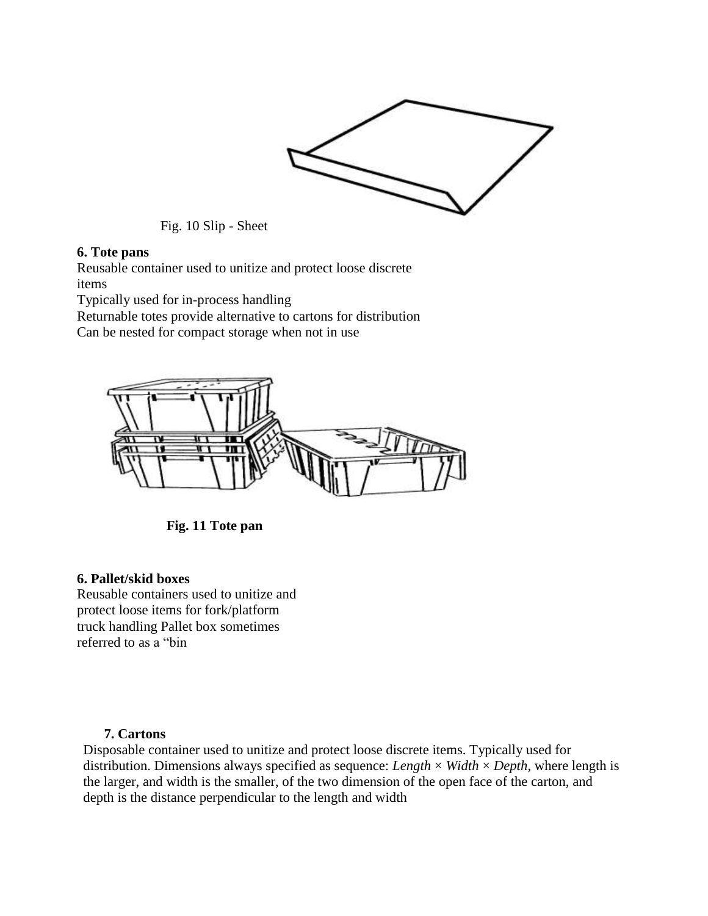Fig. 10 Slip - Sheet

**6. Tote pans**

Reusable container used to unitize and protect loose discrete items

Typically used for in-process handling

Returnable totes provide alternative to cartons for distribution

Can be nested for compact storage when not in use

**Fig. 11 Tote pan**

**6. Pallet/skid boxes**

Reusable containers used to unitize and protect loose items for fork/platform truck handling Pallet box sometimes referred to as a "bin

**7. Cartons**

Disposable container used to unitize and protect loose discrete items. Typically used for distribution. Dimensions always specified as sequence: *Length* × *Width* × *Depth*, where length is the larger, and width is the smaller, of the two dimension of the open face of the carton, and depth is the distance perpendicular to the length and width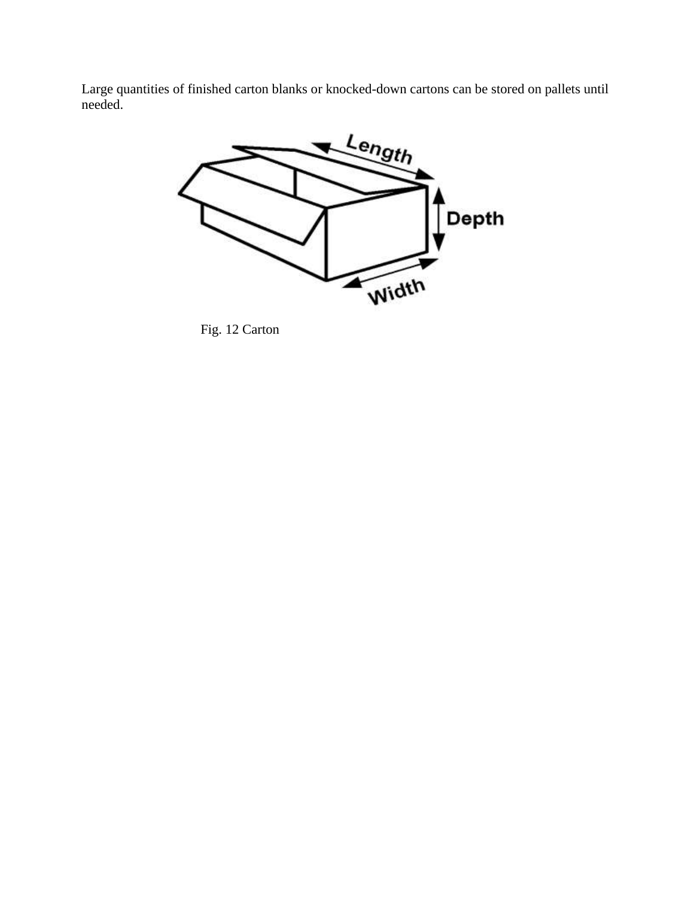Large quantities of finished carton blanks or knocked-down cartons can be stored on pallets until needed.

Length

Depth

Width

Fig. 12 Carton